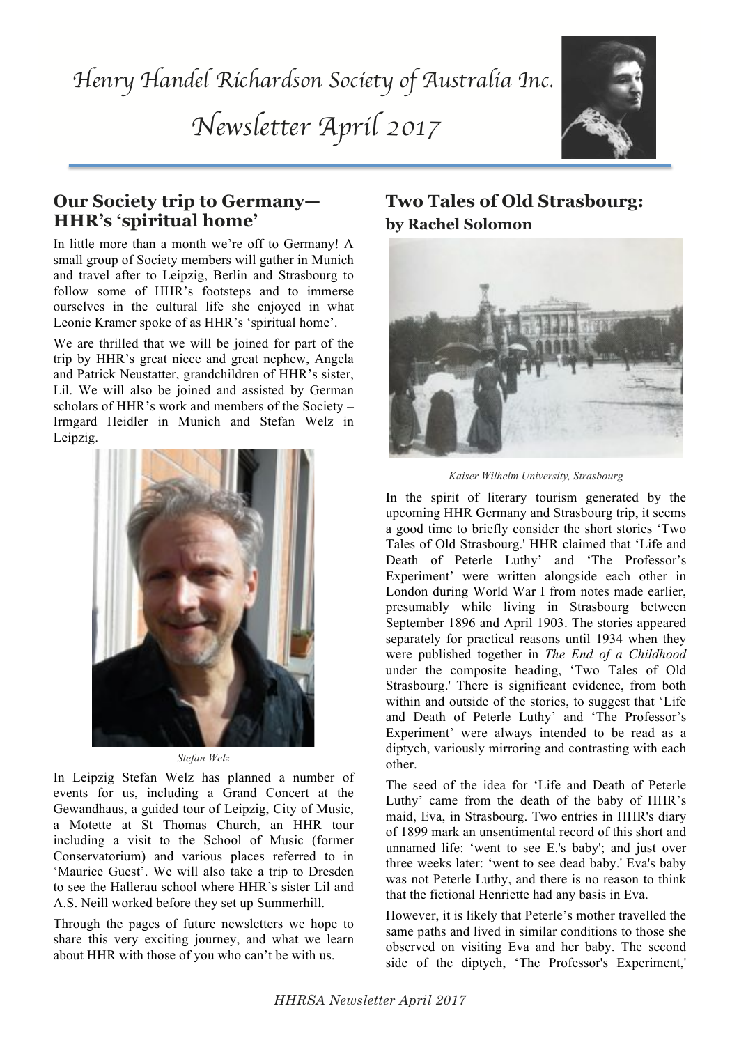# Henry Handel Richardson Society of Australia Inc.

# Newsletter April 2017

## Our Society trip to Germany—HHR's 'spiritual home'

In little more than a month we're off to Germany! A small group of Society members will gather in Munich and travel after to Leipzig, Berlin and Strasbourg to follow some of HHR's footsteps and to immerse ourselves in the cultural life she enjoyed in what Leonie Kramer spoke of as HHR's 'spiritual home'.

We are thrilled that we will be joined for part of the trip by HHR's great niece and great nephew, Angela and Patrick Neustatter, grandchildren of HHR's sister, Lil. We will also be joined and assisted by German scholars of HHR's work and members of the Society – Irmgard Heidler in Munich and Stefan Welz in Leipzig.

*Stefan Welz*

In Leipzig Stefan Welz has planned a number of events for us, including a Grand Concert at the Gewandhaus, a guided tour of Leipzig, City of Music, a Motette at St Thomas Church, an HHR tour including a visit to the School of Music (former Conservatorium) and various places referred to in 'Maurice Guest'. We will also take a trip to Dresden to see the Hallerau school where HHR's sister Lil and A.S. Neill worked before they set up Summerhill.

Through the pages of future newsletters we hope to share this very exciting journey, and what we learn about HHR with those of you who can't be with us.

## Two Tales of Old Strasbourg:

**by Rachel Solomon**

*Kaiser Wilhelm University, Strasbourg*

In the spirit of literary tourism generated by the upcoming HHR Germany and Strasbourg trip, it seems a good time to briefly consider the short stories 'Two Tales of Old Strasbourg.' HHR claimed that 'Life and Death of Peterle Luthy' and 'The Professor's Experiment' were written alongside each other in London during World War I from notes made earlier, presumably while living in Strasbourg between September 1896 and April 1903. The stories appeared separately for practical reasons until 1934 when they were published together in *The End of a Childhood* under the composite heading, 'Two Tales of Old Strasbourg.' There is significant evidence, from both within and outside of the stories, to suggest that 'Life and Death of Peterle Luthy' and 'The Professor's Experiment' were always intended to be read as a diptych, variously mirroring and contrasting with each other.

The seed of the idea for 'Life and Death of Peterle Luthy' came from the death of the baby of HHR's maid, Eva, in Strasbourg. Two entries in HHR's diary of 1899 mark an unsentimental record of this short and unnamed life: 'went to see E.'s baby'; and just over three weeks later: 'went to see dead baby.' Eva's baby was not Peterle Luthy, and there is no reason to think that the fictional Henriette had any basis in Eva.

However, it is likely that Peterle's mother travelled the same paths and lived in similar conditions to those she observed on visiting Eva and her baby. The second side of the diptych, 'The Professor's Experiment,'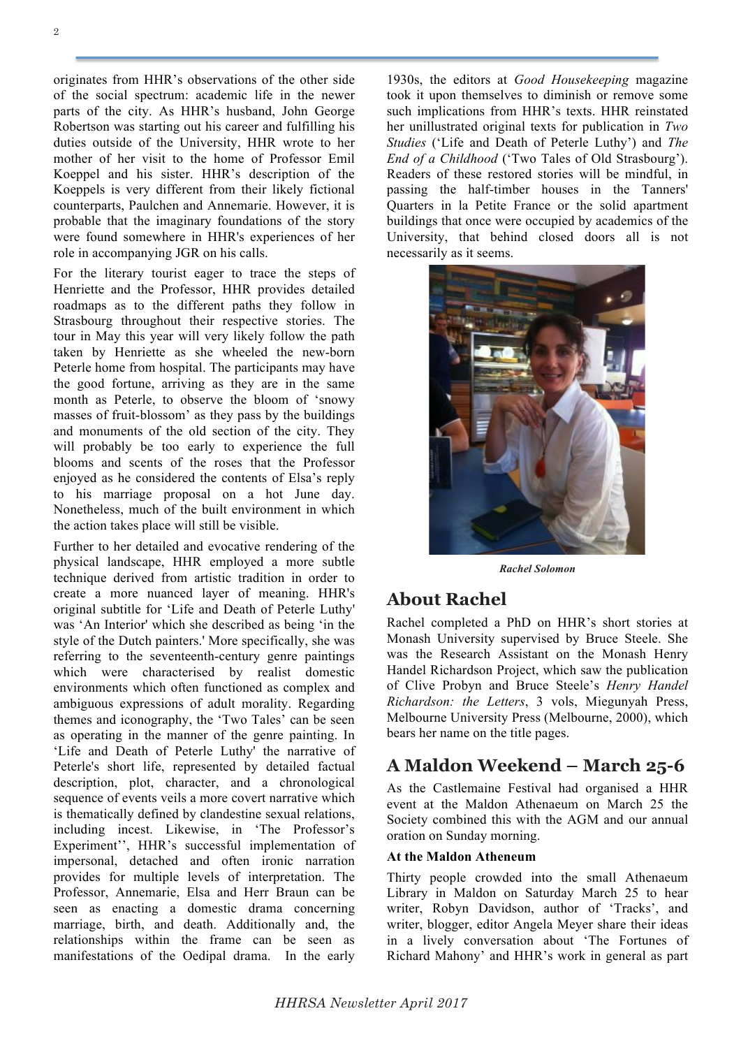originates from HHR's observations of the other side of the social spectrum: academic life in the newer parts of the city. As HHR's husband, John George Robertson was starting out his career and fulfilling his duties outside of the University, HHR wrote to her mother of her visit to the home of Professor Emil Koeppel and his sister. HHR's description of the Koeppels is very different from their likely fictional counterparts, Paulchen and Annemarie. However, it is probable that the imaginary foundations of the story were found somewhere in HHR's experiences of her role in accompanying JGR on his calls.

For the literary tourist eager to trace the steps of Henriette and the Professor, HHR provides detailed roadmaps as to the different paths they follow in Strasbourg throughout their respective stories. The tour in May this year will very likely follow the path taken by Henriette as she wheeled the new-born Peterle home from hospital. The participants may have the good fortune, arriving as they are in the same month as Peterle, to observe the bloom of 'snowy masses of fruit-blossom' as they pass by the buildings and monuments of the old section of the city. They will probably be too early to experience the full blooms and scents of the roses that the Professor enjoyed as he considered the contents of Elsa's reply to his marriage proposal on a hot June day. Nonetheless, much of the built environment in which the action takes place will still be visible.

Further to her detailed and evocative rendering of the physical landscape, HHR employed a more subtle technique derived from artistic tradition in order to create a more nuanced layer of meaning. HHR's original subtitle for 'Life and Death of Peterle Luthy' was 'An Interior' which she described as being 'in the style of the Dutch painters.' More specifically, she was referring to the seventeenth-century genre paintings which were characterised by realist domestic environments which often functioned as complex and ambiguous expressions of adult morality. Regarding themes and iconography, the 'Two Tales' can be seen as operating in the manner of the genre painting. In 'Life and Death of Peterle Luthy' the narrative of Peterle's short life, represented by detailed factual description, plot, character, and a chronological sequence of events veils a more covert narrative which is thematically defined by clandestine sexual relations, including incest. Likewise, in 'The Professor's Experiment'', HHR's successful implementation of impersonal, detached and often ironic narration provides for multiple levels of interpretation. The Professor, Annemarie, Elsa and Herr Braun can be seen as enacting a domestic drama concerning marriage, birth, and death. Additionally and, the relationships within the frame can be seen as manifestations of the Oedipal drama. In the early 1930s, the editors at *Good Housekeeping* magazine took it upon themselves to diminish or remove some such implications from HHR's texts. HHR reinstated her unillustrated original texts for publication in *Two Studies* ('Life and Death of Peterle Luthy') and *The End of a Childhood* ('Two Tales of Old Strasbourg'). Readers of these restored stories will be mindful, in passing the half-timber houses in the Tanners' Quarters in la Petite France or the solid apartment buildings that once were occupied by academics of the University, that behind closed doors all is not necessarily as it seems.

***Rachel Solomon***

## About Rachel

Rachel completed a PhD on HHR's short stories at Monash University supervised by Bruce Steele. She was the Research Assistant on the Monash Henry Handel Richardson Project, which saw the publication of Clive Probyn and Bruce Steele's *Henry Handel Richardson: the Letters*, 3 vols, Miegunyah Press, Melbourne University Press (Melbourne, 2000), which bears her name on the title pages.

## A Maldon Weekend – March 25-6

As the Castlemaine Festival had organised a HHR event at the Maldon Athenaeum on March 25 the Society combined this with the AGM and our annual oration on Sunday morning.

**At the Maldon Atheneum**

Thirty people crowded into the small Athenaeum Library in Maldon on Saturday March 25 to hear writer, Robyn Davidson, author of 'Tracks', and writer, blogger, editor Angela Meyer share their ideas in a lively conversation about 'The Fortunes of Richard Mahony' and HHR's work in general as part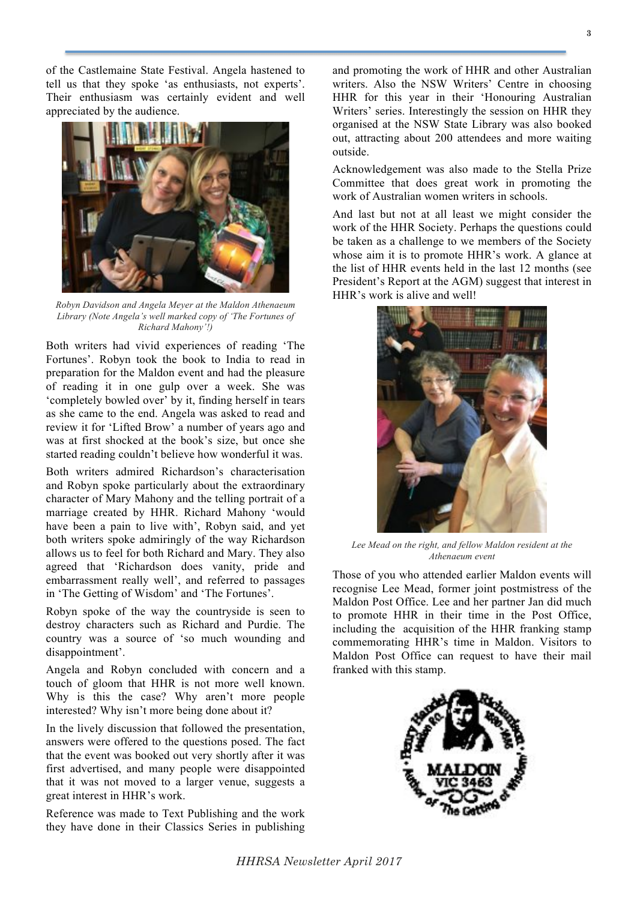of the Castlemaine State Festival. Angela hastened to tell us that they spoke 'as enthusiasts, not experts'. Their enthusiasm was certainly evident and well appreciated by the audience.

*Robyn Davidson and Angela Meyer at the Maldon Athenaeum Library (Note Angela's well marked copy of 'The Fortunes of Richard Mahony'!)*

Both writers had vivid experiences of reading 'The Fortunes'. Robyn took the book to India to read in preparation for the Maldon event and had the pleasure of reading it in one gulp over a week. She was 'completely bowled over' by it, finding herself in tears as she came to the end. Angela was asked to read and review it for 'Lifted Brow' a number of years ago and was at first shocked at the book's size, but once she started reading couldn't believe how wonderful it was.

Both writers admired Richardson's characterisation and Robyn spoke particularly about the extraordinary character of Mary Mahony and the telling portrait of a marriage created by HHR. Richard Mahony 'would have been a pain to live with', Robyn said, and yet both writers spoke admiringly of the way Richardson allows us to feel for both Richard and Mary. They also agreed that 'Richardson does vanity, pride and embarrassment really well', and referred to passages in 'The Getting of Wisdom' and 'The Fortunes'.

Robyn spoke of the way the countryside is seen to destroy characters such as Richard and Purdie. The country was a source of 'so much wounding and disappointment'.

Angela and Robyn concluded with concern and a touch of gloom that HHR is not more well known. Why is this the case? Why aren't more people interested? Why isn't more being done about it?

In the lively discussion that followed the presentation, answers were offered to the questions posed. The fact that the event was booked out very shortly after it was first advertised, and many people were disappointed that it was not moved to a larger venue, suggests a great interest in HHR's work.

Reference was made to Text Publishing and the work they have done in their Classics Series in publishing and promoting the work of HHR and other Australian writers. Also the NSW Writers' Centre in choosing HHR for this year in their 'Honouring Australian Writers' series. Interestingly the session on HHR they organised at the NSW State Library was also booked out, attracting about 200 attendees and more waiting outside.

Acknowledgement was also made to the Stella Prize Committee that does great work in promoting the work of Australian women writers in schools.

And last but not at all least we might consider the work of the HHR Society. Perhaps the questions could be taken as a challenge to we members of the Society whose aim it is to promote HHR's work. A glance at the list of HHR events held in the last 12 months (see President's Report at the AGM) suggest that interest in HHR's work is alive and well!

*Lee Mead on the right, and fellow Maldon resident at the Athenaeum event*

Those of you who attended earlier Maldon events will recognise Lee Mead, former joint postmistress of the Maldon Post Office. Lee and her partner Jan did much to promote HHR in their time in the Post Office, including the acquisition of the HHR franking stamp commemorating HHR's time in Maldon. Visitors to Maldon Post Office can request to have their mail franked with this stamp.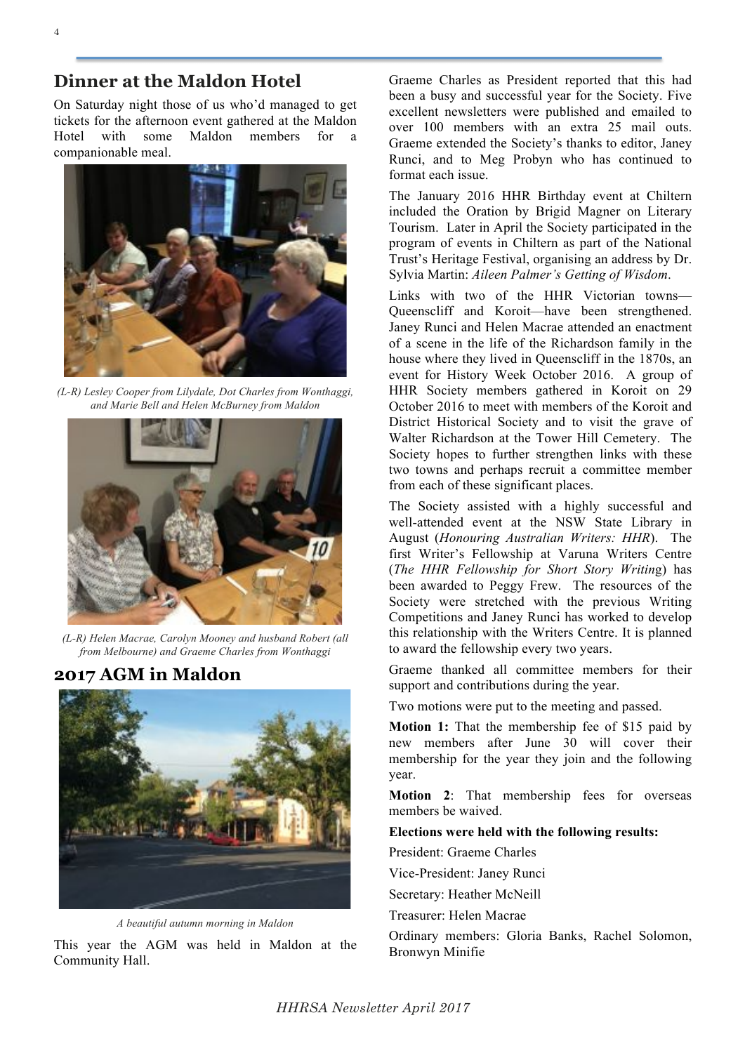## Dinner at the Maldon Hotel

On Saturday night those of us who'd managed to get tickets for the afternoon event gathered at the Maldon Hotel with some Maldon members for a companionable meal.

*(L-R) Lesley Cooper from Lilydale, Dot Charles from Wonthaggi, and Marie Bell and Helen McBurney from Maldon*

*(L-R) Helen Macrae, Carolyn Mooney and husband Robert (all from Melbourne) and Graeme Charles from Wonthaggi*

## 2017 AGM in Maldon

*A beautiful autumn morning in Maldon*

This year the AGM was held in Maldon at the Community Hall.

Graeme Charles as President reported that this had been a busy and successful year for the Society. Five excellent newsletters were published and emailed to over 100 members with an extra 25 mail outs. Graeme extended the Society's thanks to editor, Janey Runci, and to Meg Probyn who has continued to format each issue.

The January 2016 HHR Birthday event at Chiltern included the Oration by Brigid Magner on Literary Tourism. Later in April the Society participated in the program of events in Chiltern as part of the National Trust's Heritage Festival, organising an address by Dr. Sylvia Martin: *Aileen Palmer's Getting of Wisdom*.

Links with two of the HHR Victorian towns—Queenscliff and Koroit—have been strengthened. Janey Runci and Helen Macrae attended an enactment of a scene in the life of the Richardson family in the house where they lived in Queenscliff in the 1870s, an event for History Week October 2016. A group of HHR Society members gathered in Koroit on 29 October 2016 to meet with members of the Koroit and District Historical Society and to visit the grave of Walter Richardson at the Tower Hill Cemetery. The Society hopes to further strengthen links with these two towns and perhaps recruit a committee member from each of these significant places.

The Society assisted with a highly successful and well-attended event at the NSW State Library in August (*Honouring Australian Writers: HHR*). The first Writer's Fellowship at Varuna Writers Centre (*The HHR Fellowship for Short Story Writing*) has been awarded to Peggy Frew. The resources of the Society were stretched with the previous Writing Competitions and Janey Runci has worked to develop this relationship with the Writers Centre. It is planned to award the fellowship every two years.

Graeme thanked all committee members for their support and contributions during the year.

Two motions were put to the meeting and passed.

**Motion 1:** That the membership fee of $15 paid by new members after June 30 will cover their membership for the year they join and the following year.

**Motion 2**: That membership fees for overseas members be waived.

**Elections were held with the following results:**

President: Graeme Charles

Vice-President: Janey Runci

Secretary: Heather McNeill

Treasurer: Helen Macrae

Ordinary members: Gloria Banks, Rachel Solomon, Bronwyn Minifie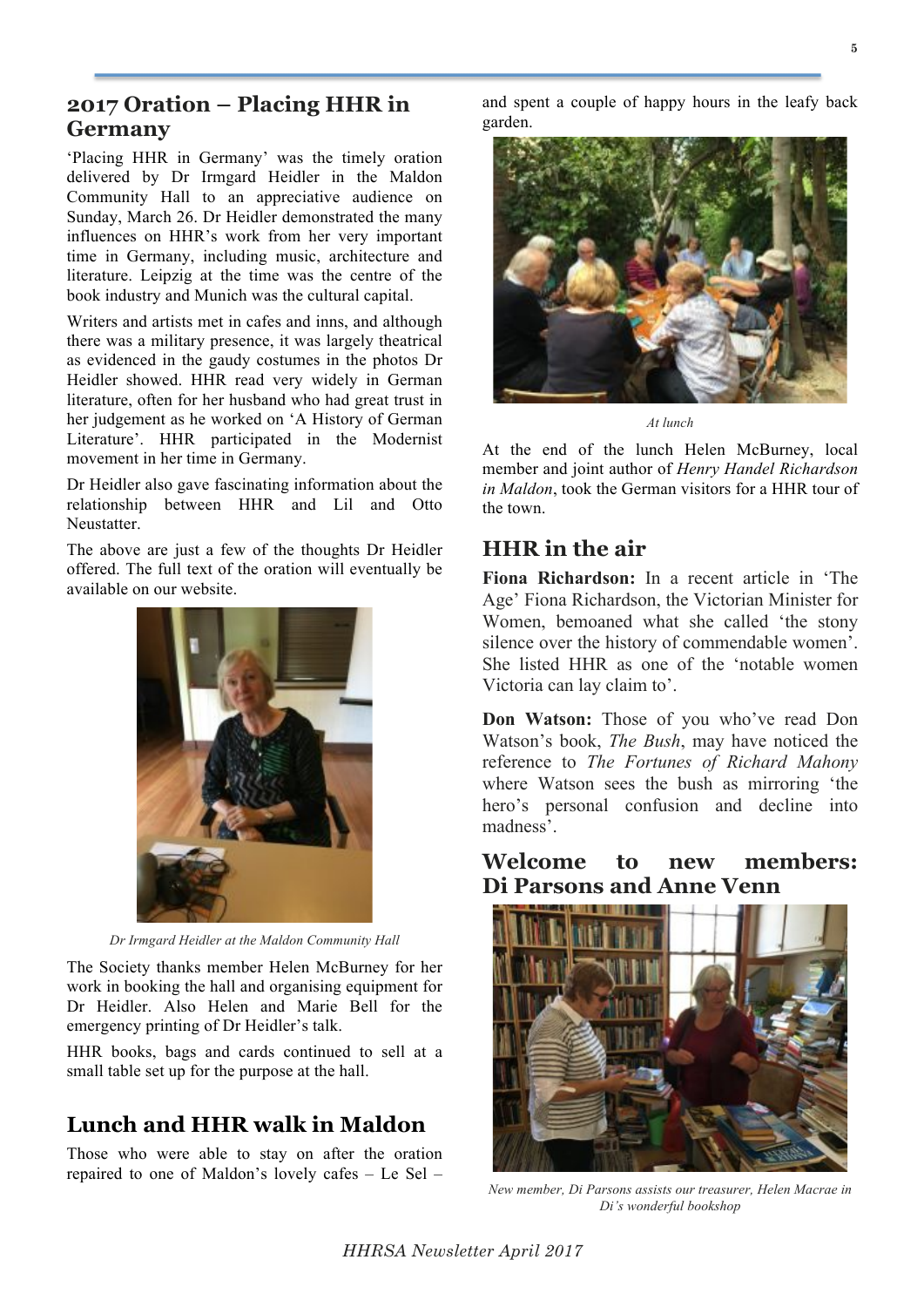## 2017 Oration – Placing HHR in Germany

'Placing HHR in Germany' was the timely oration delivered by Dr Irmgard Heidler in the Maldon Community Hall to an appreciative audience on Sunday, March 26. Dr Heidler demonstrated the many influences on HHR's work from her very important time in Germany, including music, architecture and literature. Leipzig at the time was the centre of the book industry and Munich was the cultural capital.

Writers and artists met in cafes and inns, and although there was a military presence, it was largely theatrical as evidenced in the gaudy costumes in the photos Dr Heidler showed. HHR read very widely in German literature, often for her husband who had great trust in her judgement as he worked on 'A History of German Literature'. HHR participated in the Modernist movement in her time in Germany.

Dr Heidler also gave fascinating information about the relationship between HHR and Lil and Otto Neustatter.

The above are just a few of the thoughts Dr Heidler offered. The full text of the oration will eventually be available on our website.

*Dr Irmgard Heidler at the Maldon Community Hall*

The Society thanks member Helen McBurney for her work in booking the hall and organising equipment for Dr Heidler. Also Helen and Marie Bell for the emergency printing of Dr Heidler's talk.

HHR books, bags and cards continued to sell at a small table set up for the purpose at the hall.

## Lunch and HHR walk in Maldon

Those who were able to stay on after the oration repaired to one of Maldon's lovely cafes – Le Sel – and spent a couple of happy hours in the leafy back garden.

*At lunch*

At the end of the lunch Helen McBurney, local member and joint author of *Henry Handel Richardson in Maldon*, took the German visitors for a HHR tour of the town.

## HHR in the air

**Fiona Richardson:** In a recent article in 'The Age' Fiona Richardson, the Victorian Minister for Women, bemoaned what she called 'the stony silence over the history of commendable women'. She listed HHR as one of the 'notable women Victoria can lay claim to'.

**Don Watson:** Those of you who've read Don Watson's book, *The Bush*, may have noticed the reference to *The Fortunes of Richard Mahony* where Watson sees the bush as mirroring 'the hero's personal confusion and decline into madness'.

## Welcome to new members: Di Parsons and Anne Venn

*New member, Di Parsons assists our treasurer, Helen Macrae in Di's wonderful bookshop*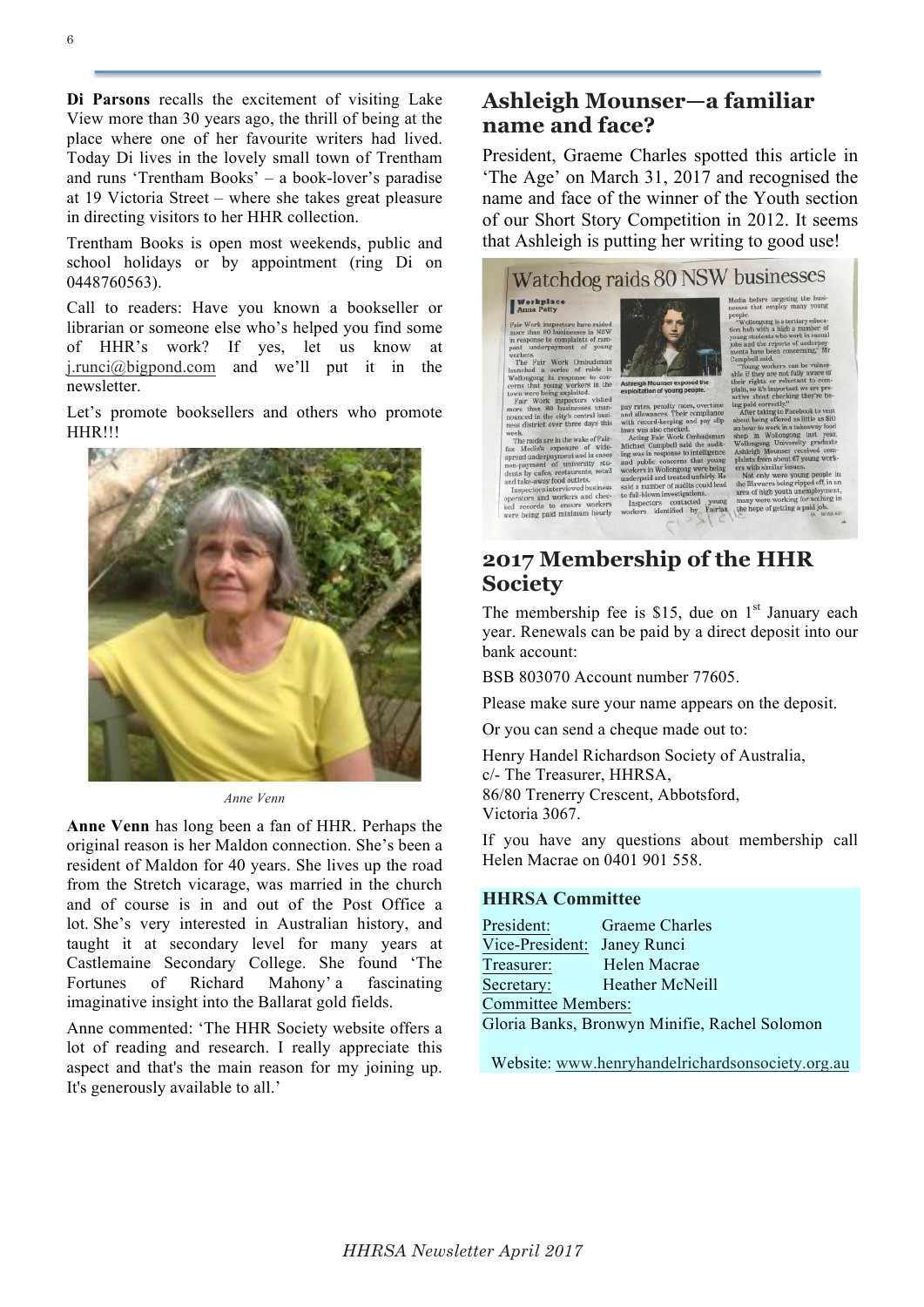**Di Parsons** recalls the excitement of visiting Lake View more than 30 years ago, the thrill of being at the place where one of her favourite writers had lived. Today Di lives in the lovely small town of Trentham and runs 'Trentham Books' – a book-lover's paradise at 19 Victoria Street – where she takes great pleasure in directing visitors to her HHR collection.

Trentham Books is open most weekends, public and school holidays or by appointment (ring Di on 0448760563).

Call to readers: Have you known a bookseller or librarian or someone else who's helped you find some of HHR's work? If yes, let us know at j.runci@bigpond.com and we'll put it in the newsletter.

Let's promote booksellers and others who promote HHR!!!

*Anne Venn*

**Anne Venn** has long been a fan of HHR. Perhaps the original reason is her Maldon connection. She's been a resident of Maldon for 40 years. She lives up the road from the Stretch vicarage, was married in the church and of course is in and out of the Post Office a lot. She's very interested in Australian history, and taught it at secondary level for many years at Castlemaine Secondary College. She found 'The Fortunes of Richard Mahony' a fascinating imaginative insight into the Ballarat gold fields.

Anne commented: 'The HHR Society website offers a lot of reading and research. I really appreciate this aspect and that's the main reason for my joining up. It's generously available to all.'

## Ashleigh Mounser—a familiar name and face?

President, Graeme Charles spotted this article in 'The Age' on March 31, 2017 and recognised the name and face of the winner of the Youth section of our Short Story Competition in 2012. It seems that Ashleigh is putting her writing to good use!

## 2017 Membership of the HHR Society

The membership fee is $15, due on 1st January each year. Renewals can be paid by a direct deposit into our bank account:

BSB 803070 Account number 77605.

Please make sure your name appears on the deposit.

Or you can send a cheque made out to:

Henry Handel Richardson Society of Australia,
c/- The Treasurer, HHRSA,
86/80 Trenerry Crescent, Abbotsford,
Victoria 3067.

If you have any questions about membership call Helen Macrae on 0401 901 558.

### HHRSA Committee

President: Graeme Charles
Vice-President: Janey Runci
Treasurer: Helen Macrae
Secretary: Heather McNeill
Committee Members:
Gloria Banks, Bronwyn Minifie, Rachel Solomon

Website: www.henryhandelrichardsonsociety.org.au